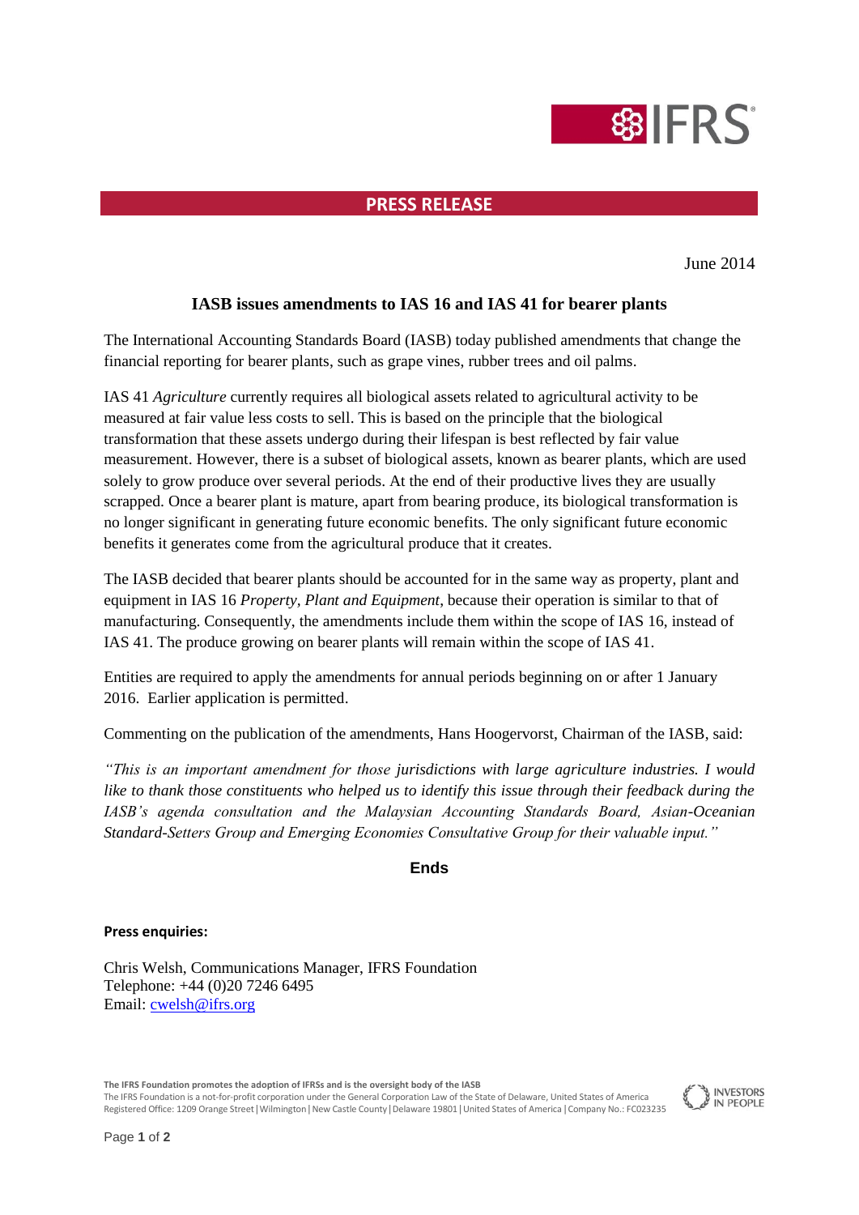# PRESS RELEASE

June 2014

## IASB issues amendments to IAS 16 and IAS 41 for bearer plants

The International Accounting Standards Board (IASB) today published amendments that change the financial reporting for bearer plants, such as grape vines, rubber trees and oil palms.

IAS 41 *Agriculture* currently requires all biological assets related to agricultural activity to be measured at fair value less costs to sell. This is based on the principle that the biological transformation that these assets undergo during their lifespan is best reflected by fair value measurement. However, there is a subset of biological assets, known as bearer plants, which are used solely to grow produce over several periods. At the end of their productive lives they are usually scrapped. Once a bearer plant is mature, apart from bearing produce, its biological transformation is no longer significant in generating future economic benefits. The only significant future economic benefits it generates come from the agricultural produce that it creates.

The IASB decided that bearer plants should be accounted for in the same way as property, plant and equipment in IAS 16 *Property, Plant and Equipment*, because their operation is similar to that of manufacturing. Consequently, the amendments include them within the scope of IAS 16, instead of IAS 41. The produce growing on bearer plants will remain within the scope of IAS 41.

Entities are required to apply the amendments for annual periods beginning on or after 1 January 2016. Earlier application is permitted.

Commenting on the publication of the amendments, Hans Hoogervorst, Chairman of the IASB, said:

*"This is an important amendment for those jurisdictions with large agriculture industries. I would like to thank those constituents who helped us to identify this issue through their feedback during the IASB's agenda consultation and the Malaysian Accounting Standards Board, Asian-Oceanian Standard-Setters Group and Emerging Economies Consultative Group for their valuable input."*

**Ends**

**Press enquiries:**

Chris Welsh, Communications Manager, IFRS Foundation
Telephone: +44 (0)20 7246 6495
Email: cwelsh@ifrs.org

**The IFRS Foundation promotes the adoption of IFRSs and is the oversight body of the IASB**
The IFRS Foundation is a not-for-profit corporation under the General Corporation Law of the State of Delaware, United States of America
Registered Office: 1209 Orange Street | Wilmington | New Castle County | Delaware 19801 | United States of America | Company No.: FC023235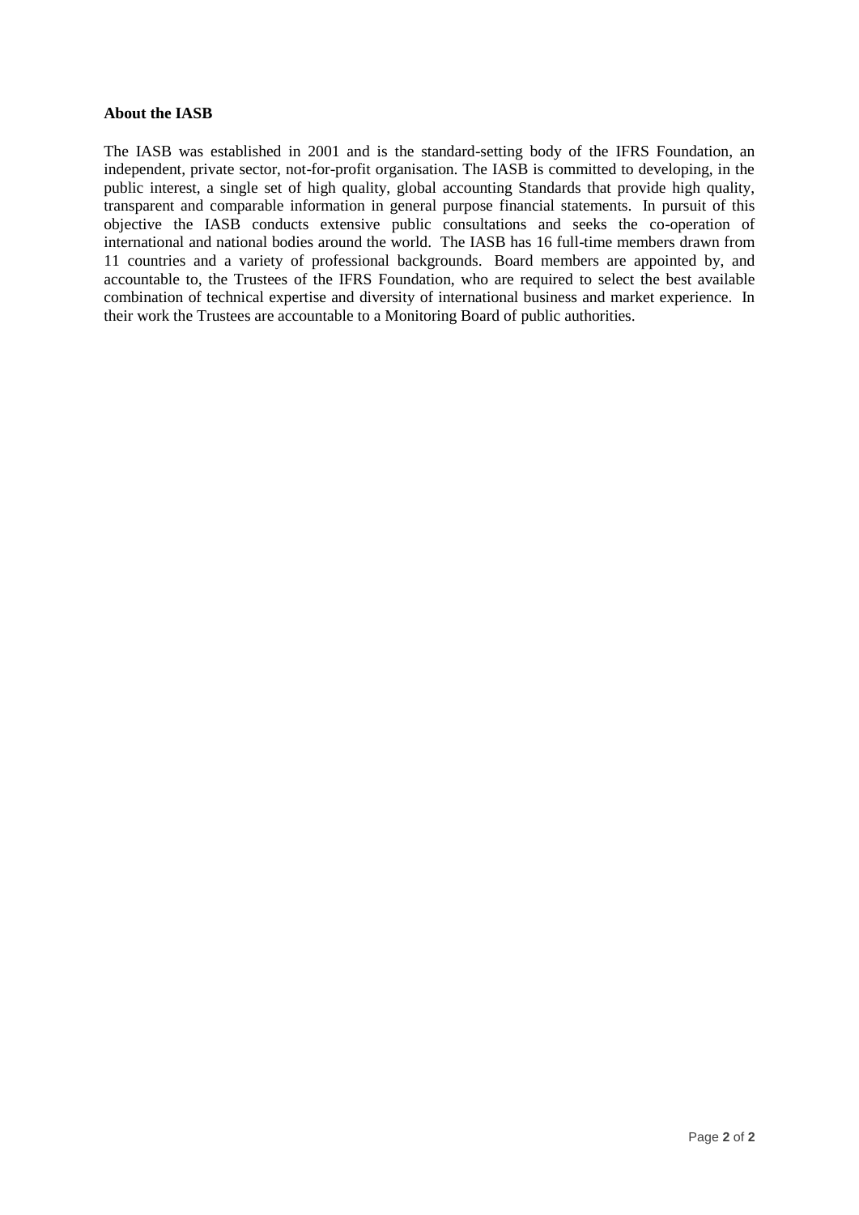**About the IASB**

The IASB was established in 2001 and is the standard-setting body of the IFRS Foundation, an independent, private sector, not-for-profit organisation. The IASB is committed to developing, in the public interest, a single set of high quality, global accounting Standards that provide high quality, transparent and comparable information in general purpose financial statements. In pursuit of this objective the IASB conducts extensive public consultations and seeks the co-operation of international and national bodies around the world. The IASB has 16 full-time members drawn from 11 countries and a variety of professional backgrounds. Board members are appointed by, and accountable to, the Trustees of the IFRS Foundation, who are required to select the best available combination of technical expertise and diversity of international business and market experience. In their work the Trustees are accountable to a Monitoring Board of public authorities.